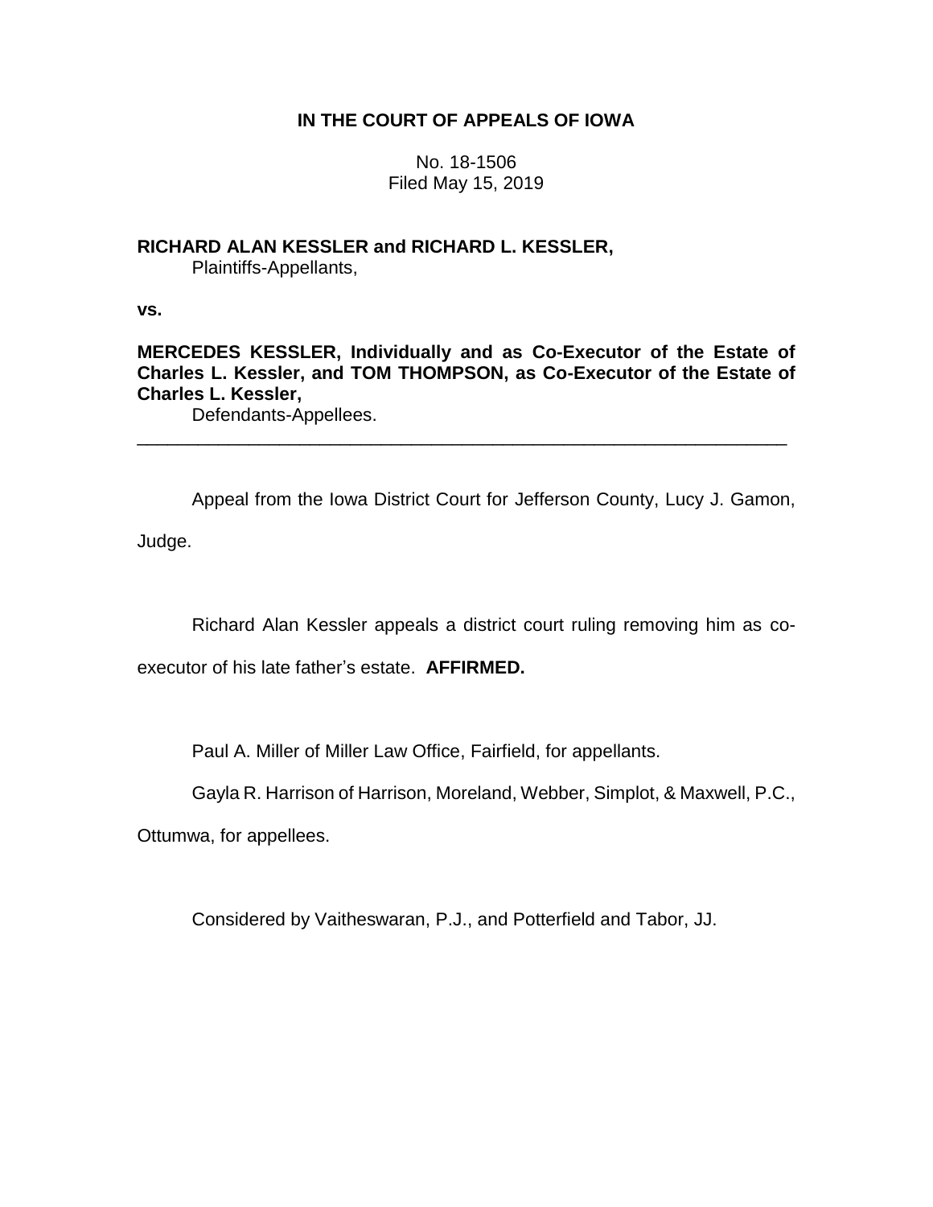# IN THE COURT OF APPEALS OF IOWA

No. 18-1506
Filed May 15, 2019

**RICHARD ALAN KESSLER and RICHARD L. KESSLER,**
Plaintiffs-Appellants,

**vs.**

**MERCEDES KESSLER, Individually and as Co-Executor of the Estate of Charles L. Kessler, and TOM THOMPSON, as Co-Executor of the Estate of Charles L. Kessler,**
Defendants-Appellees.

---

Appeal from the Iowa District Court for Jefferson County, Lucy J. Gamon, Judge.

Richard Alan Kessler appeals a district court ruling removing him as co-executor of his late father's estate. **AFFIRMED.**

Paul A. Miller of Miller Law Office, Fairfield, for appellants.

Gayla R. Harrison of Harrison, Moreland, Webber, Simplot, & Maxwell, P.C., Ottumwa, for appellees.

Considered by Vaitheswaran, P.J., and Potterfield and Tabor, JJ.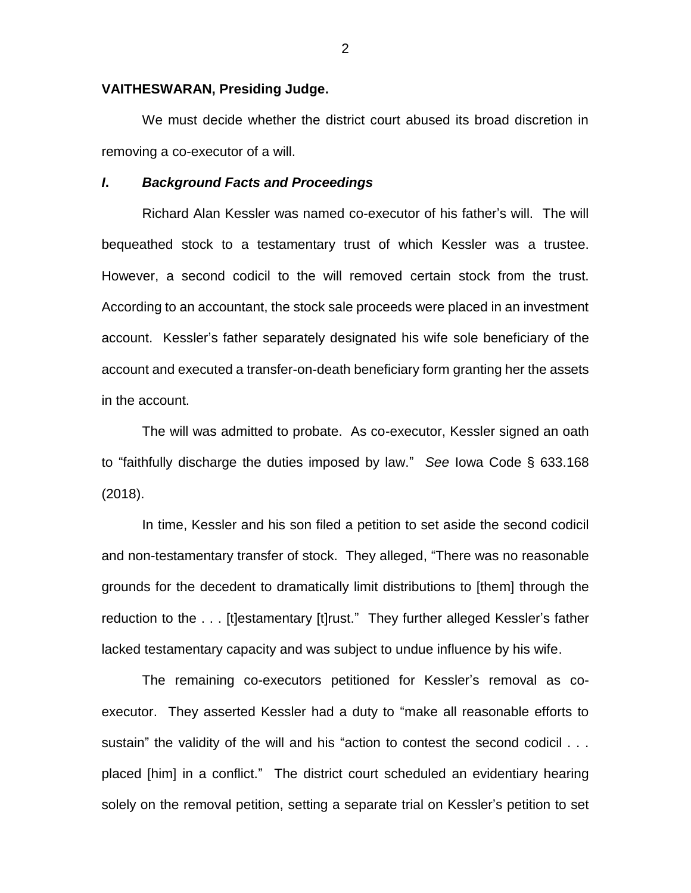**VAITHESWARAN, Presiding Judge.**

We must decide whether the district court abused its broad discretion in removing a co-executor of a will.

### ***I. Background Facts and Proceedings***

Richard Alan Kessler was named co-executor of his father's will. The will bequeathed stock to a testamentary trust of which Kessler was a trustee. However, a second codicil to the will removed certain stock from the trust. According to an accountant, the stock sale proceeds were placed in an investment account. Kessler's father separately designated his wife sole beneficiary of the account and executed a transfer-on-death beneficiary form granting her the assets in the account.

The will was admitted to probate. As co-executor, Kessler signed an oath to "faithfully discharge the duties imposed by law." *See* Iowa Code § 633.168 (2018).

In time, Kessler and his son filed a petition to set aside the second codicil and non-testamentary transfer of stock. They alleged, "There was no reasonable grounds for the decedent to dramatically limit distributions to [them] through the reduction to the . . . [t]estamentary [t]rust." They further alleged Kessler's father lacked testamentary capacity and was subject to undue influence by his wife.

The remaining co-executors petitioned for Kessler's removal as co-executor. They asserted Kessler had a duty to "make all reasonable efforts to sustain" the validity of the will and his "action to contest the second codicil . . . placed [him] in a conflict." The district court scheduled an evidentiary hearing solely on the removal petition, setting a separate trial on Kessler's petition to set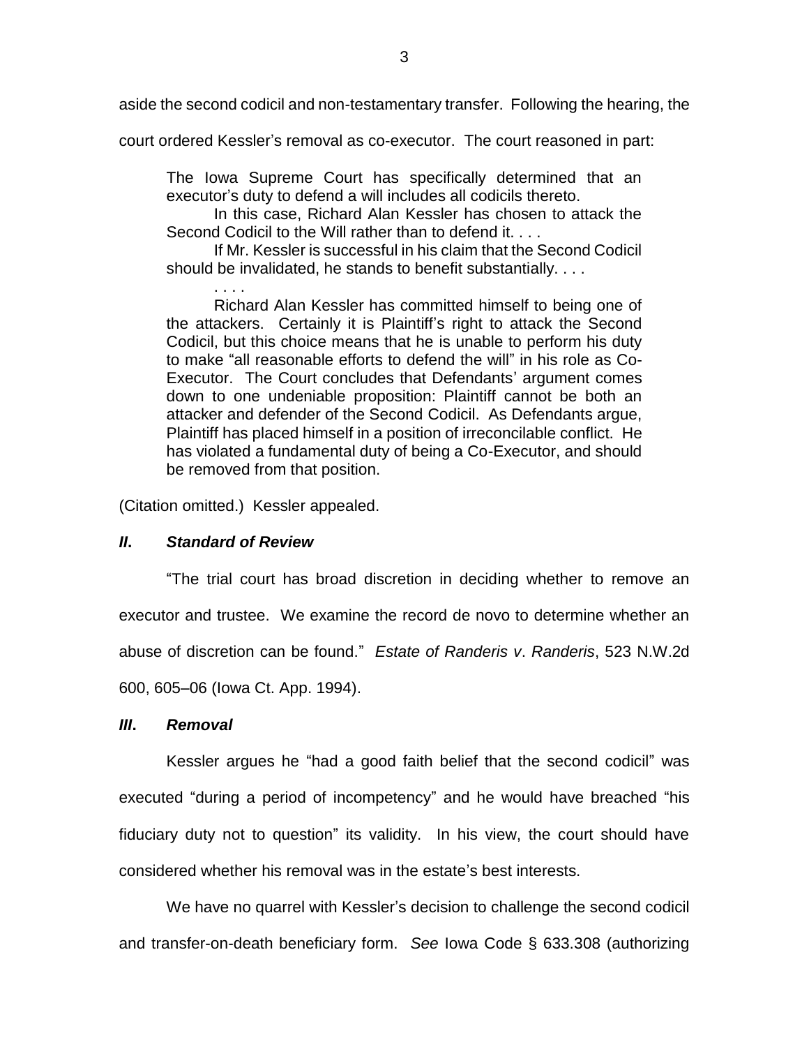aside the second codicil and non-testamentary transfer. Following the hearing, the court ordered Kessler's removal as co-executor. The court reasoned in part:

> The Iowa Supreme Court has specifically determined that an executor's duty to defend a will includes all codicils thereto.
>
> In this case, Richard Alan Kessler has chosen to attack the Second Codicil to the Will rather than to defend it. . . .
>
> If Mr. Kessler is successful in his claim that the Second Codicil should be invalidated, he stands to benefit substantially. . . .
>
> . . . .
>
> Richard Alan Kessler has committed himself to being one of the attackers. Certainly it is Plaintiff's right to attack the Second Codicil, but this choice means that he is unable to perform his duty to make "all reasonable efforts to defend the will" in his role as Co-Executor. The Court concludes that Defendants' argument comes down to one undeniable proposition: Plaintiff cannot be both an attacker and defender of the Second Codicil. As Defendants argue, Plaintiff has placed himself in a position of irreconcilable conflict. He has violated a fundamental duty of being a Co-Executor, and should be removed from that position.

(Citation omitted.) Kessler appealed.

### *II. Standard of Review*

"The trial court has broad discretion in deciding whether to remove an executor and trustee. We examine the record de novo to determine whether an abuse of discretion can be found." *Estate of Randeris v. Randeris*, 523 N.W.2d 600, 605–06 (Iowa Ct. App. 1994).

### *III. Removal*

Kessler argues he "had a good faith belief that the second codicil" was executed "during a period of incompetency" and he would have breached "his fiduciary duty not to question" its validity. In his view, the court should have considered whether his removal was in the estate's best interests.

We have no quarrel with Kessler's decision to challenge the second codicil and transfer-on-death beneficiary form. *See* Iowa Code § 633.308 (authorizing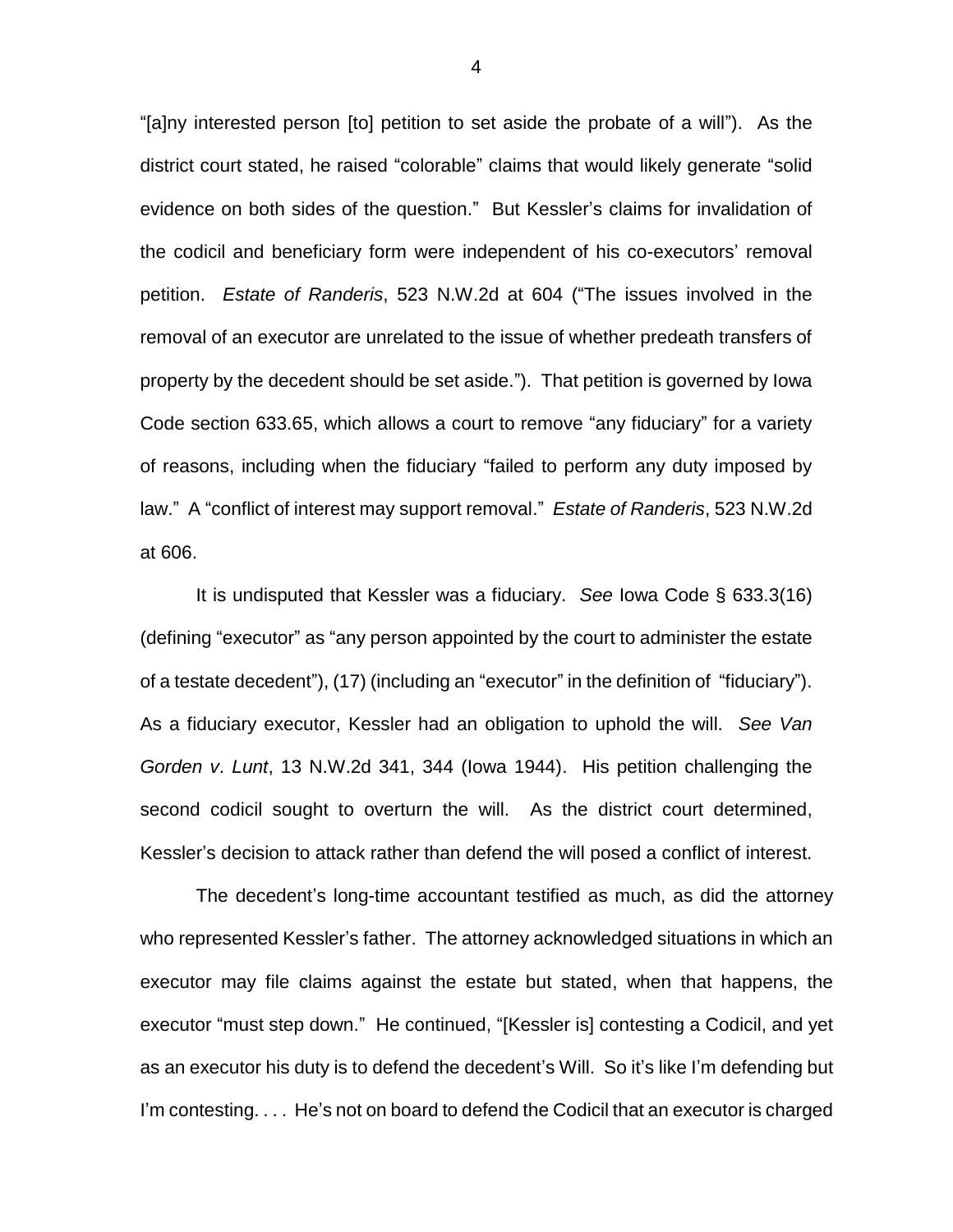"[a]ny interested person [to] petition to set aside the probate of a will"). As the district court stated, he raised "colorable" claims that would likely generate "solid evidence on both sides of the question." But Kessler's claims for invalidation of the codicil and beneficiary form were independent of his co-executors' removal petition. *Estate of Randeris*, 523 N.W.2d at 604 ("The issues involved in the removal of an executor are unrelated to the issue of whether predeath transfers of property by the decedent should be set aside."). That petition is governed by Iowa Code section 633.65, which allows a court to remove "any fiduciary" for a variety of reasons, including when the fiduciary "failed to perform any duty imposed by law." A "conflict of interest may support removal." *Estate of Randeris*, 523 N.W.2d at 606.

It is undisputed that Kessler was a fiduciary. *See* Iowa Code § 633.3(16) (defining "executor" as "any person appointed by the court to administer the estate of a testate decedent"), (17) (including an "executor" in the definition of "fiduciary"). As a fiduciary executor, Kessler had an obligation to uphold the will. *See Van Gorden v. Lunt*, 13 N.W.2d 341, 344 (Iowa 1944). His petition challenging the second codicil sought to overturn the will. As the district court determined, Kessler's decision to attack rather than defend the will posed a conflict of interest.

The decedent's long-time accountant testified as much, as did the attorney who represented Kessler's father. The attorney acknowledged situations in which an executor may file claims against the estate but stated, when that happens, the executor "must step down." He continued, "[Kessler is] contesting a Codicil, and yet as an executor his duty is to defend the decedent's Will. So it's like I'm defending but I'm contesting. . . . He's not on board to defend the Codicil that an executor is charged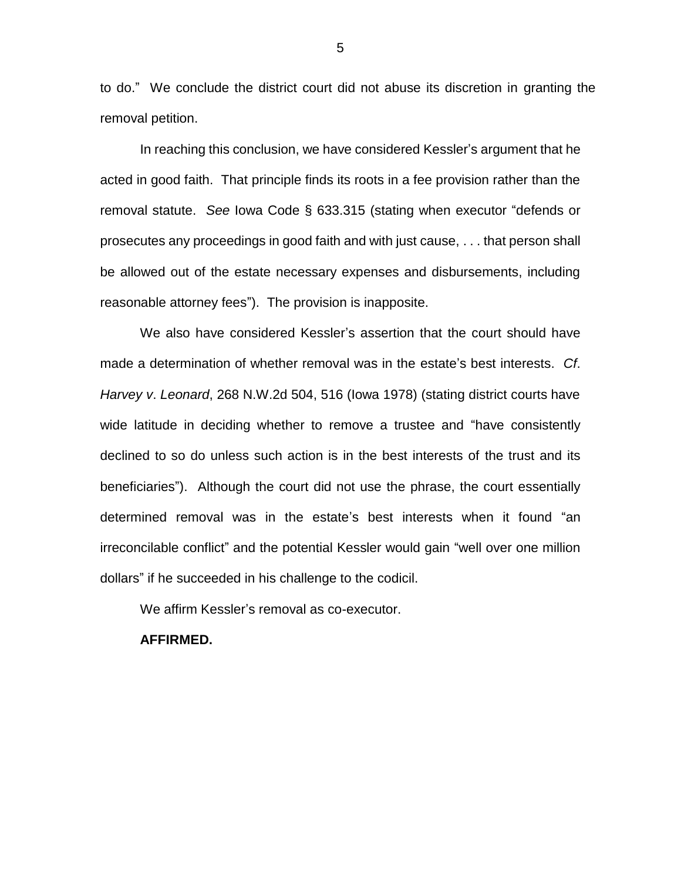to do." We conclude the district court did not abuse its discretion in granting the removal petition.

In reaching this conclusion, we have considered Kessler's argument that he acted in good faith. That principle finds its roots in a fee provision rather than the removal statute. *See* Iowa Code § 633.315 (stating when executor "defends or prosecutes any proceedings in good faith and with just cause, . . . that person shall be allowed out of the estate necessary expenses and disbursements, including reasonable attorney fees"). The provision is inapposite.

We also have considered Kessler's assertion that the court should have made a determination of whether removal was in the estate's best interests. *Cf*. *Harvey v*. *Leonard*, 268 N.W.2d 504, 516 (Iowa 1978) (stating district courts have wide latitude in deciding whether to remove a trustee and "have consistently declined to so do unless such action is in the best interests of the trust and its beneficiaries"). Although the court did not use the phrase, the court essentially determined removal was in the estate's best interests when it found "an irreconcilable conflict" and the potential Kessler would gain "well over one million dollars" if he succeeded in his challenge to the codicil.

We affirm Kessler's removal as co-executor.

**AFFIRMED.**